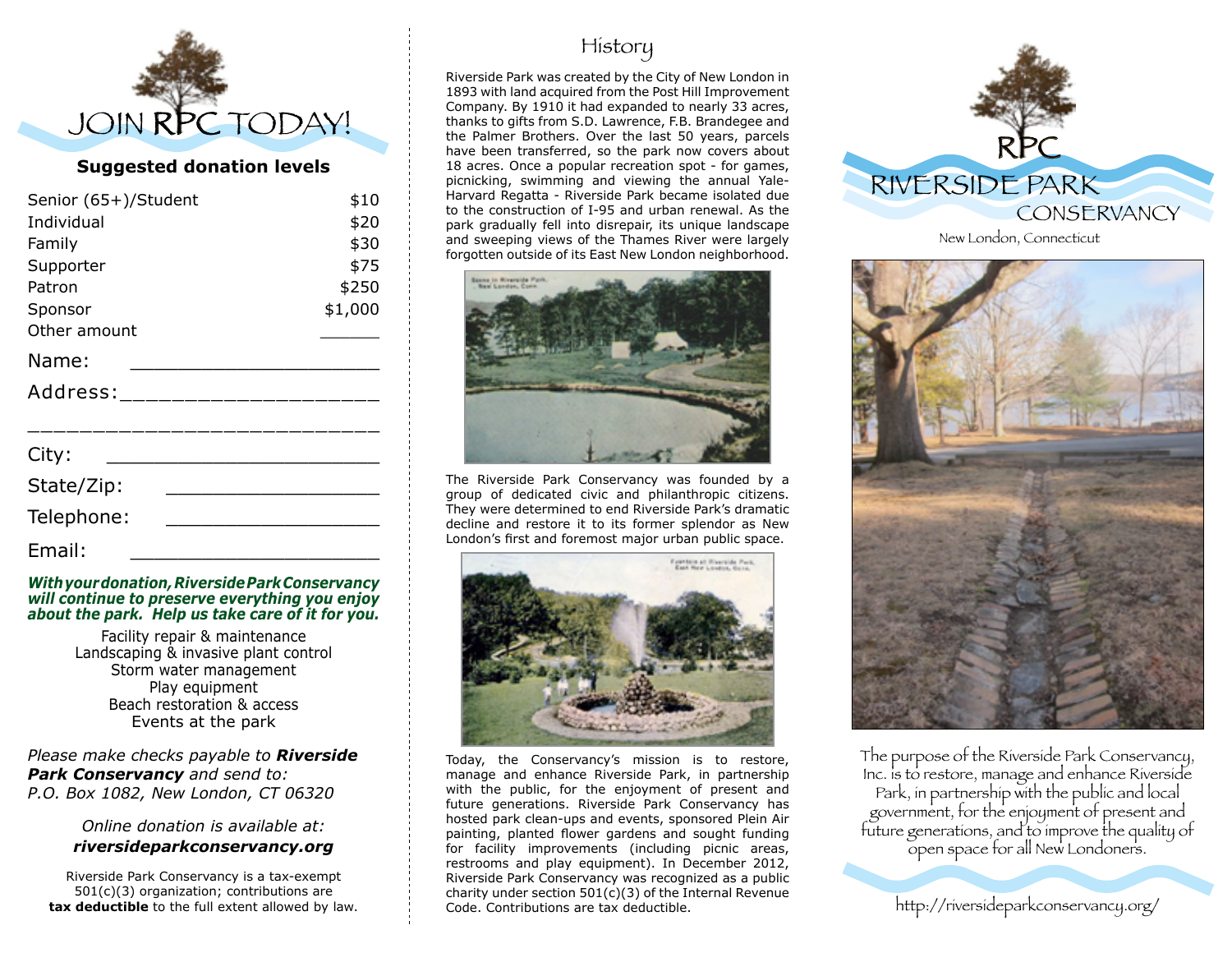# JOIN RPC TODAY!

**Suggested donation levels**

| | |
|---|---|
| Senior (65+)/Student | $10 |
| Individual | $20 |
| Family | $30 |
| Supporter | $75 |
| Patron | $250 |
| Sponsor | $1,000 |
| Other amount | ______ |

Name: ____________________

Address: ____________________

____________________________

City: ______________________

State/Zip: __________________

Telephone: _________________

Email: ____________________

***With your donation, Riverside Park Conservancy will continue to preserve everything you enjoy about the park. Help us take care of it for you.***

Facility repair & maintenance
Landscaping & invasive plant control
Storm water management
Play equipment
Beach restoration & access
Events at the park

*Please make checks payable to* ***Riverside Park Conservancy*** *and send to:*
*P.O. Box 1082, New London, CT 06320*

*Online donation is available at:*
***riversideparkconservancy.org***

Riverside Park Conservancy is a tax-exempt 501(c)(3) organization; contributions are **tax deductible** to the full extent allowed by law.

## History

Riverside Park was created by the City of New London in 1893 with land acquired from the Post Hill Improvement Company. By 1910 it had expanded to nearly 33 acres, thanks to gifts from S.D. Lawrence, F.B. Brandegee and the Palmer Brothers. Over the last 50 years, parcels have been transferred, so the park now covers about 18 acres. Once a popular recreation spot - for games, picnicking, swimming and viewing the annual Yale-Harvard Regatta - Riverside Park became isolated due to the construction of I-95 and urban renewal. As the park gradually fell into disrepair, its unique landscape and sweeping views of the Thames River were largely forgotten outside of its East New London neighborhood.

The Riverside Park Conservancy was founded by a group of dedicated civic and philanthropic citizens. They were determined to end Riverside Park's dramatic decline and restore it to its former splendor as New London's first and foremost major urban public space.

Today, the Conservancy's mission is to restore, manage and enhance Riverside Park, in partnership with the public, for the enjoyment of present and future generations. Riverside Park Conservancy has hosted park clean-ups and events, sponsored Plein Air painting, planted flower gardens and sought funding for facility improvements (including picnic areas, restrooms and play equipment). In December 2012, Riverside Park Conservancy was recognized as a public charity under section 501(c)(3) of the Internal Revenue Code. Contributions are tax deductible.

# RPC
# RIVERSIDE PARK CONSERVANCY

New London, Connecticut

The purpose of the Riverside Park Conservancy, Inc. is to restore, manage and enhance Riverside Park, in partnership with the public and local government, for the enjoyment of present and future generations, and to improve the quality of open space for all New Londoners.

http://riversideparkconservancy.org/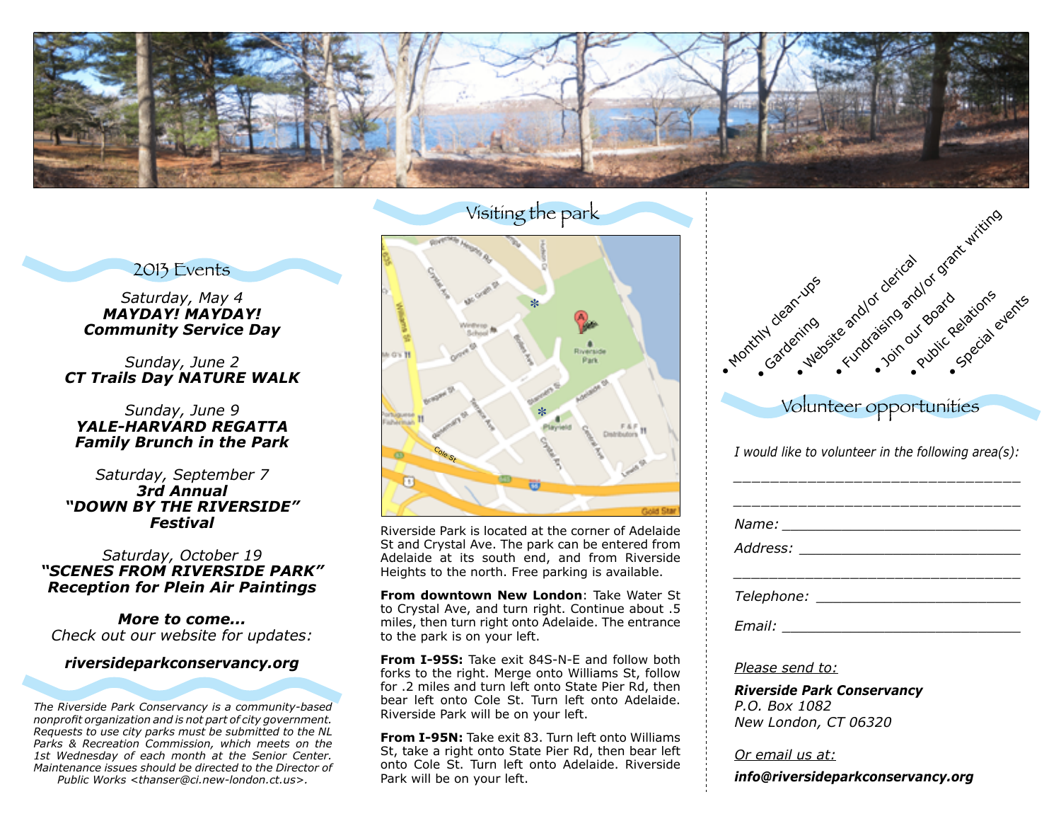## 2013 Events

*Saturday, May 4*
***MAYDAY! MAYDAY! Community Service Day***

*Sunday, June 2*
***CT Trails Day NATURE WALK***

*Sunday, June 9*
***YALE-HARVARD REGATTA Family Brunch in the Park***

*Saturday, September 7*
***3rd Annual "DOWN BY THE RIVERSIDE" Festival***

*Saturday, October 19*
***"SCENES FROM RIVERSIDE PARK" Reception for Plein Air Paintings***

***More to come...***
*Check out our website for updates:*

***riversideparkconservancy.org***

*The Riverside Park Conservancy is a community-based nonprofit organization and is not part of city government. Requests to use city parks must be submitted to the NL Parks & Recreation Commission, which meets on the 1st Wednesday of each month at the Senior Center. Maintenance issues should be directed to the Director of Public Works <thanser@ci.new-london.ct.us>.*

## Visiting the park

Riverside Heights Rd
Crystal Ave
Mc Graft St
Winthrop School
Bolles Ave
Hudson Ct
Riverside Park
Grove St
Williams St
Mr G's
Bragaw St
Stanwick St
Adelaide St
Portuguese Fisherman
Playfield
Central Ave
F & F Distributors
Cole St
Lewis St
Gold Star

Riverside Park is located at the corner of Adelaide St and Crystal Ave. The park can be entered from Adelaide at its south end, and from Riverside Heights to the north. Free parking is available.

**From downtown New London**: Take Water St to Crystal Ave, and turn right. Continue about .5 miles, then turn right onto Adelaide. The entrance to the park is on your left.

**From I-95S:** Take exit 84S-N-E and follow both forks to the right. Merge onto Williams St, follow for .2 miles and turn left onto State Pier Rd, then bear left onto Cole St. Turn left onto Adelaide. Riverside Park will be on your left.

**From I-95N:** Take exit 83. Turn left onto Williams St, take a right onto State Pier Rd, then bear left onto Cole St. Turn left onto Adelaide. Riverside Park will be on your left.

## Volunteer opportunities

- Monthly clean-ups
- Gardening
- Website and/or clerical
- Fundraising and/or grant writing
- Join our Board
- Public Relations
- Special events

*I would like to volunteer in the following area(s):*

________________________________

________________________________

Name: ___________________________

Address: _________________________

________________________________

Telephone: _______________________

Email: ___________________________

*Please send to:*

***Riverside Park Conservancy***
*P.O. Box 1082*
*New London, CT 06320*

*Or email us at:*

***info@riversideparkconservancy.org***